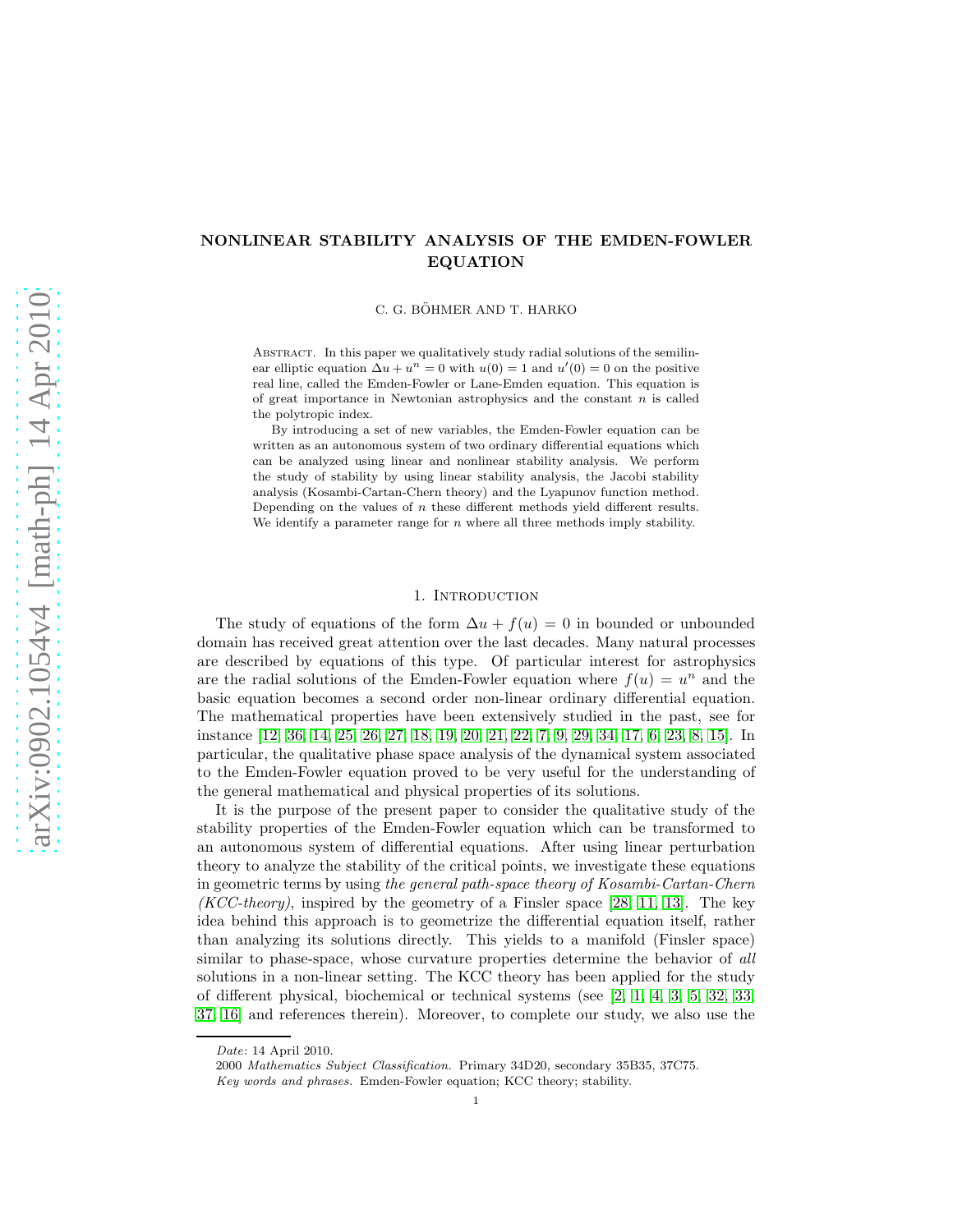# NONLINEAR STABILITY ANALYSIS OF THE EMDEN-FOWLER EQUATION

C. G. BÖHMER AND T. HARKO

Abstract. In this paper we qualitatively study radial solutions of the semilinear elliptic equation $\Delta u + u^n = 0$ with $u(0) = 1$ and $u'(0) = 0$ on the positive real line, called the Emden-Fowler or Lane-Emden equation. This equation is of great importance in Newtonian astrophysics and the constant $n$ is called the polytropic index.

By introducing a set of new variables, the Emden-Fowler equation can be written as an autonomous system of two ordinary differential equations which can be analyzed using linear and nonlinear stability analysis. We perform the study of stability by using linear stability analysis, the Jacobi stability analysis (Kosambi-Cartan-Chern theory) and the Lyapunov function method. Depending on the values of $n$ these different methods yield different results. We identify a parameter range for $n$ where all three methods imply stability.

## 1. Introduction

The study of equations of the form $\Delta u + f(u) = 0$ in bounded or unbounded domain has received great attention over the last decades. Many natural processes are described by equations of this type. Of particular interest for astrophysics are the radial solutions of the Emden-Fowler equation where $f(u) = u^n$ and the basic equation becomes a second order non-linear ordinary differential equation. The mathematical properties have been extensively studied in the past, see for instance [12, 36, 14, 25, 26, 27, 18, 19, 20, 21, 22, 7, 9, 29, 34, 17, 6, 23, 8, 15]. In particular, the qualitative phase space analysis of the dynamical system associated to the Emden-Fowler equation proved to be very useful for the understanding of the general mathematical and physical properties of its solutions.

It is the purpose of the present paper to consider the qualitative study of the stability properties of the Emden-Fowler equation which can be transformed to an autonomous system of differential equations. After using linear perturbation theory to analyze the stability of the critical points, we investigate these equations in geometric terms by using *the general path-space theory of Kosambi-Cartan-Chern (KCC-theory)*, inspired by the geometry of a Finsler space [28, 11, 13]. The key idea behind this approach is to geometrize the differential equation itself, rather than analyzing its solutions directly. This yields to a manifold (Finsler space) similar to phase-space, whose curvature properties determine the behavior of *all* solutions in a non-linear setting. The KCC theory has been applied for the study of different physical, biochemical or technical systems (see [2, 1, 4, 3, 5, 32, 33, 37, 16] and references therein). Moreover, to complete our study, we also use the

*Date*: 14 April 2010.

2000 *Mathematics Subject Classification.* Primary 34D20, secondary 35B35, 37C75.

*Key words and phrases.* Emden-Fowler equation; KCC theory; stability.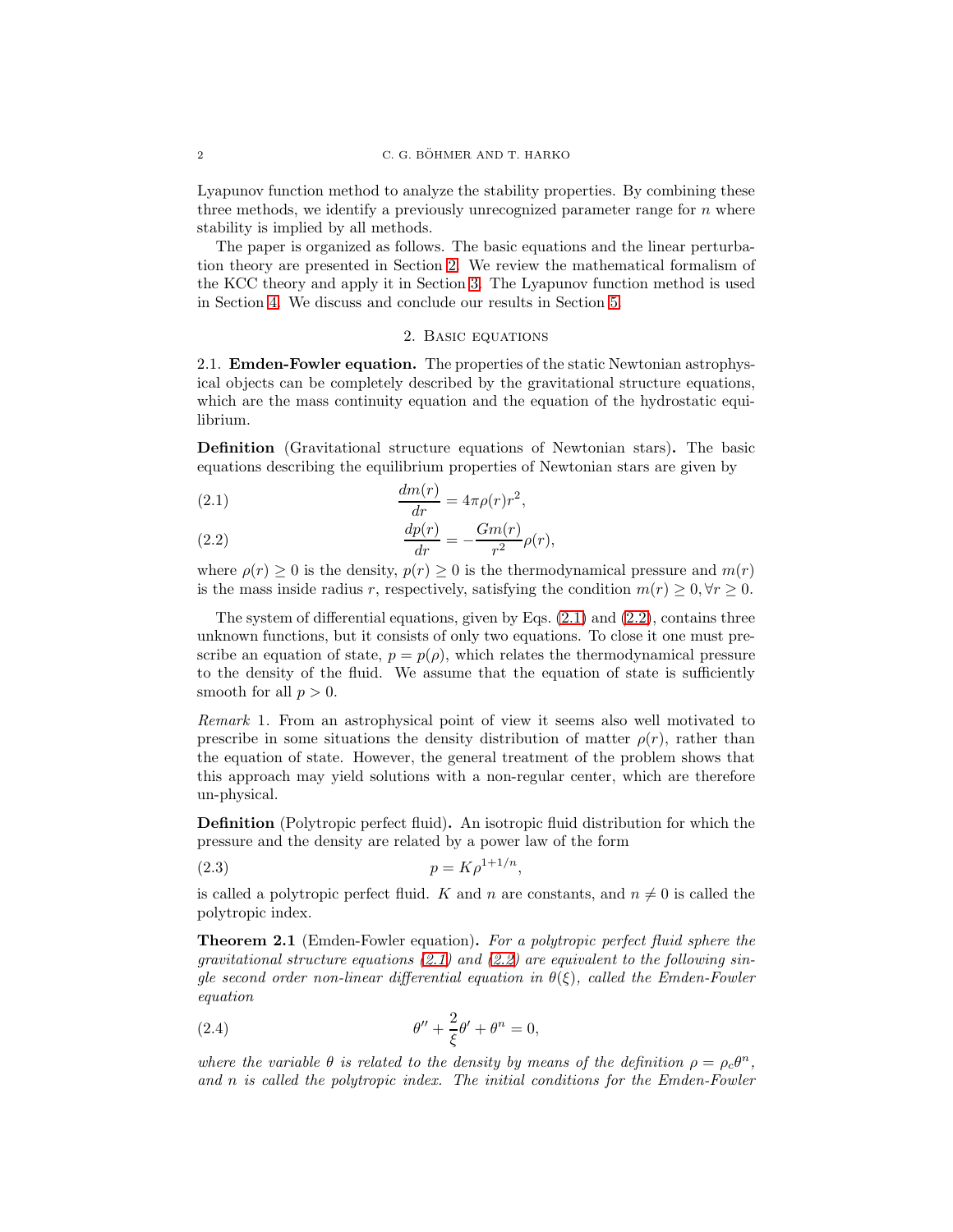Lyapunov function method to analyze the stability properties. By combining these three methods, we identify a previously unrecognized parameter range for $n$ where stability is implied by all methods.

The paper is organized as follows. The basic equations and the linear perturbation theory are presented in Section 2. We review the mathematical formalism of the KCC theory and apply it in Section 3. The Lyapunov function method is used in Section 4. We discuss and conclude our results in Section 5.

## 2. Basic equations

2.1. **Emden-Fowler equation.** The properties of the static Newtonian astrophysical objects can be completely described by the gravitational structure equations, which are the mass continuity equation and the equation of the hydrostatic equilibrium.

**Definition** (Gravitational structure equations of Newtonian stars)**.** The basic equations describing the equilibrium properties of Newtonian stars are given by

$$\frac{dm(r)}{dr} = 4\pi\rho(r)r^2, \tag{2.1}$$

$$\frac{dp(r)}{dr} = -\frac{Gm(r)}{r^2}\rho(r), \tag{2.2}$$

where $\rho(r) \geq 0$ is the density, $p(r) \geq 0$ is the thermodynamical pressure and $m(r)$ is the mass inside radius $r$, respectively, satisfying the condition $m(r) \geq 0, \forall r \geq 0$.

The system of differential equations, given by Eqs. (2.1) and (2.2), contains three unknown functions, but it consists of only two equations. To close it one must prescribe an equation of state, $p = p(\rho)$, which relates the thermodynamical pressure to the density of the fluid. We assume that the equation of state is sufficiently smooth for all $p > 0$.

*Remark* 1. From an astrophysical point of view it seems also well motivated to prescribe in some situations the density distribution of matter $\rho(r)$, rather than the equation of state. However, the general treatment of the problem shows that this approach may yield solutions with a non-regular center, which are therefore un-physical.

**Definition** (Polytropic perfect fluid)**.** An isotropic fluid distribution for which the pressure and the density are related by a power law of the form

$$p = K\rho^{1+1/n}, \tag{2.3}$$

is called a polytropic perfect fluid. $K$ and $n$ are constants, and $n \neq 0$ is called the polytropic index.

**Theorem 2.1** (Emden-Fowler equation)**.** *For a polytropic perfect fluid sphere the gravitational structure equations (2.1) and (2.2) are equivalent to the following single second order non-linear differential equation in $\theta(\xi)$, called the Emden-Fowler equation*

$$\theta'' + \frac{2}{\xi}\theta' + \theta^n = 0, \tag{2.4}$$

*where the variable $\theta$ is related to the density by means of the definition $\rho = \rho_c\theta^n$, and $n$ is called the polytropic index. The initial conditions for the Emden-Fowler*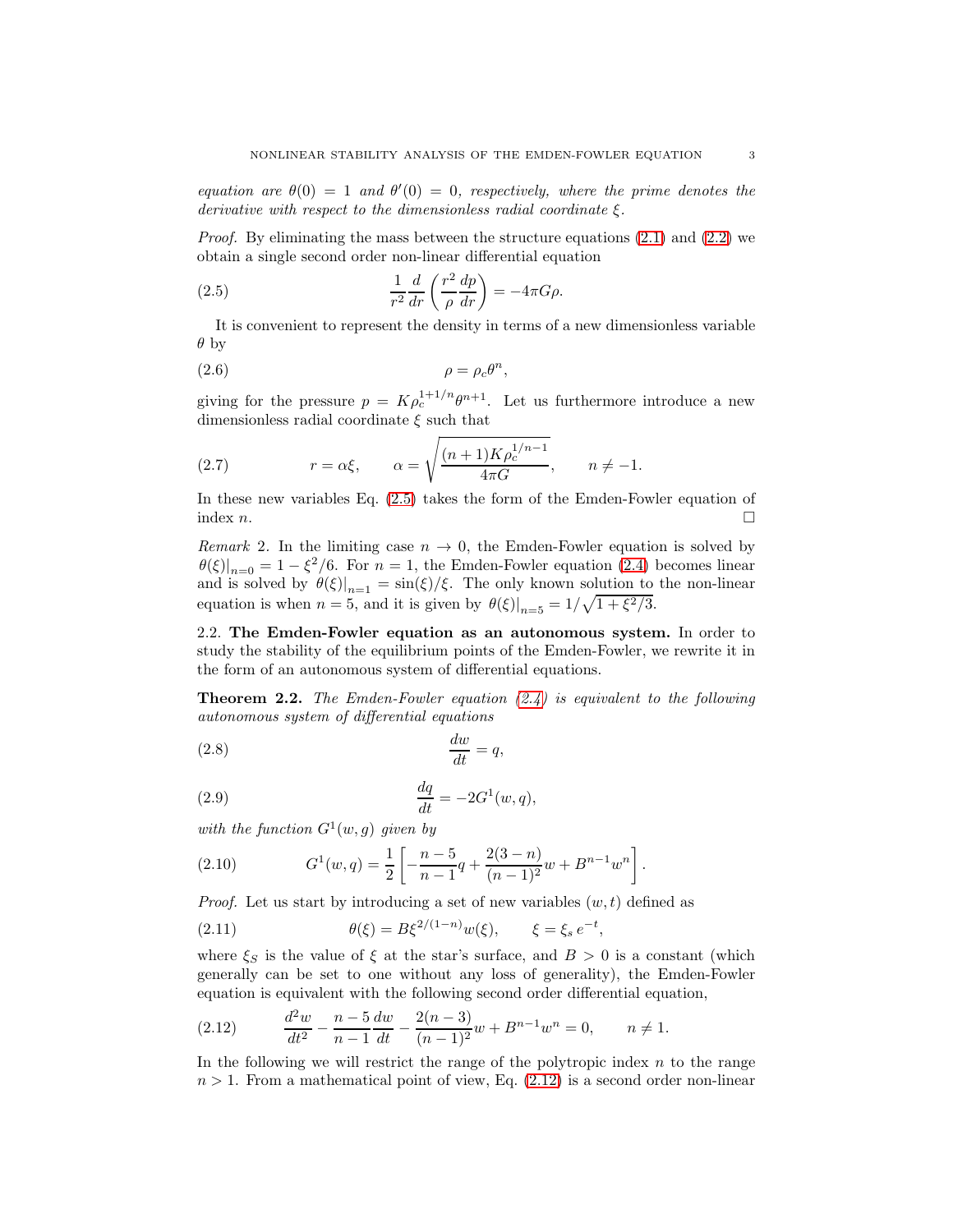*equation are $\theta(0) = 1$ and $\theta'(0) = 0$, respectively, where the prime denotes the derivative with respect to the dimensionless radial coordinate $\xi$.*

*Proof.* By eliminating the mass between the structure equations (2.1) and (2.2) we obtain a single second order non-linear differential equation

$$\frac{1}{r^2}\frac{d}{dr}\left(\frac{r^2}{\rho}\frac{dp}{dr}\right) = -4\pi G\rho. \tag{2.5}$$

It is convenient to represent the density in terms of a new dimensionless variable $\theta$ by

$$\rho = \rho_c \theta^n, \tag{2.6}$$

giving for the pressure $p = K\rho_c^{1+1/n}\theta^{n+1}$. Let us furthermore introduce a new dimensionless radial coordinate $\xi$ such that

$$r = \alpha\xi, \qquad \alpha = \sqrt{\frac{(n+1)K\rho_c^{1/n-1}}{4\pi G}}, \qquad n \neq -1. \tag{2.7}$$

In these new variables Eq. (2.5) takes the form of the Emden-Fowler equation of index $n$. $\square$

*Remark* 2. In the limiting case $n \to 0$, the Emden-Fowler equation is solved by $\theta(\xi)|_{n=0} = 1 - \xi^2/6$. For $n = 1$, the Emden-Fowler equation (2.4) becomes linear and is solved by $\theta(\xi)|_{n=1} = \sin(\xi)/\xi$. The only known solution to the non-linear equation is when $n = 5$, and it is given by $\theta(\xi)|_{n=5} = 1/\sqrt{1+\xi^2/3}$.

2.2. **The Emden-Fowler equation as an autonomous system.** In order to study the stability of the equilibrium points of the Emden-Fowler, we rewrite it in the form of an autonomous system of differential equations.

**Theorem 2.2.** *The Emden-Fowler equation (2.4) is equivalent to the following autonomous system of differential equations*

$$\frac{dw}{dt} = q, \tag{2.8}$$

$$\frac{dq}{dt} = -2G^1(w,q), \tag{2.9}$$

*with the function $G^1(w,g)$ given by*

$$G^1(w,q) = \frac{1}{2}\left[-\frac{n-5}{n-1}q + \frac{2(3-n)}{(n-1)^2}w + B^{n-1}w^n\right]. \tag{2.10}$$

*Proof.* Let us start by introducing a set of new variables $(w,t)$ defined as

$$\theta(\xi) = B\xi^{2/(1-n)}w(\xi), \qquad \xi = \xi_s\, e^{-t}, \tag{2.11}$$

where $\xi_S$ is the value of $\xi$ at the star's surface, and $B > 0$ is a constant (which generally can be set to one without any loss of generality), the Emden-Fowler equation is equivalent with the following second order differential equation,

$$\frac{d^2w}{dt^2} - \frac{n-5}{n-1}\frac{dw}{dt} - \frac{2(n-3)}{(n-1)^2}w + B^{n-1}w^n = 0, \qquad n \neq 1. \tag{2.12}$$

In the following we will restrict the range of the polytropic index $n$ to the range $n > 1$. From a mathematical point of view, Eq. (2.12) is a second order non-linear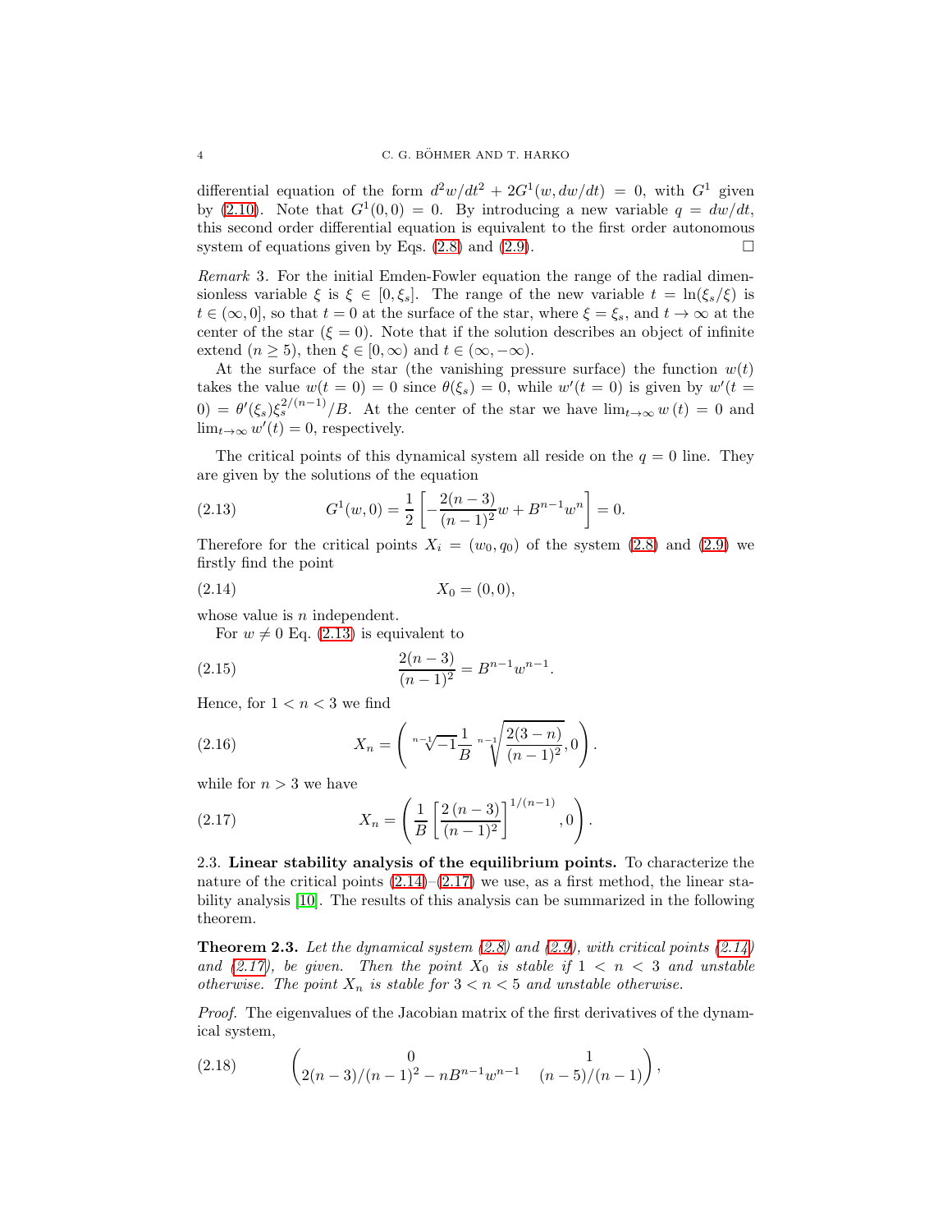differential equation of the form $d^2w/dt^2 + 2G^1(w, dw/dt) = 0$, with $G^1$ given by (2.10). Note that $G^1(0,0) = 0$. By introducing a new variable $q = dw/dt$, this second order differential equation is equivalent to the first order autonomous system of equations given by Eqs. (2.8) and (2.9). □

*Remark* 3. For the initial Emden-Fowler equation the range of the radial dimensionless variable $\xi$ is $\xi \in [0, \xi_s]$. The range of the new variable $t = \ln(\xi_s/\xi)$ is $t \in (\infty, 0]$, so that $t = 0$ at the surface of the star, where $\xi = \xi_s$, and $t \to \infty$ at the center of the star ($\xi = 0$). Note that if the solution describes an object of infinite extend ($n \geq 5$), then $\xi \in [0, \infty)$ and $t \in (\infty, -\infty)$.

At the surface of the star (the vanishing pressure surface) the function $w(t)$ takes the value $w(t = 0) = 0$ since $\theta(\xi_s) = 0$, while $w'(t = 0)$ is given by $w'(t = 0) = \theta'(\xi_s)\xi_s^{2/(n-1)}/B$. At the center of the star we have $\lim_{t\to\infty} w(t) = 0$ and $\lim_{t\to\infty} w'(t) = 0$, respectively.

The critical points of this dynamical system all reside on the $q = 0$ line. They are given by the solutions of the equation

$$G^1(w, 0) = \frac{1}{2}\left[-\frac{2(n-3)}{(n-1)^2}w + B^{n-1}w^n\right] = 0. \tag{2.13}$$

Therefore for the critical points $X_i = (w_0, q_0)$ of the system (2.8) and (2.9) we firstly find the point

$$X_0 = (0, 0), \tag{2.14}$$

whose value is $n$ independent.

For $w \neq 0$ Eq. (2.13) is equivalent to

$$\frac{2(n-3)}{(n-1)^2} = B^{n-1}w^{n-1}. \tag{2.15}$$

Hence, for $1 < n < 3$ we find

$$X_n = \left(\sqrt[n-1]{-1}\frac{1}{B}\sqrt[n-1]{\frac{2(3-n)}{(n-1)^2}}, 0\right). \tag{2.16}$$

while for $n > 3$ we have

$$X_n = \left(\frac{1}{B}\left[\frac{2(n-3)}{(n-1)^2}\right]^{1/(n-1)}, 0\right). \tag{2.17}$$

### 2.3. Linear stability analysis of the equilibrium points.

To characterize the nature of the critical points (2.14)–(2.17) we use, as a first method, the linear stability analysis [10]. The results of this analysis can be summarized in the following theorem.

**Theorem 2.3.** *Let the dynamical system (2.8) and (2.9), with critical points (2.14) and (2.17), be given. Then the point $X_0$ is stable if $1 < n < 3$ and unstable otherwise. The point $X_n$ is stable for $3 < n < 5$ and unstable otherwise.*

*Proof.* The eigenvalues of the Jacobian matrix of the first derivatives of the dynamical system,

$$\begin{pmatrix} 0 & 1 \\ 2(n-3)/(n-1)^2 - nB^{n-1}w^{n-1} & (n-5)/(n-1) \end{pmatrix}, \tag{2.18}$$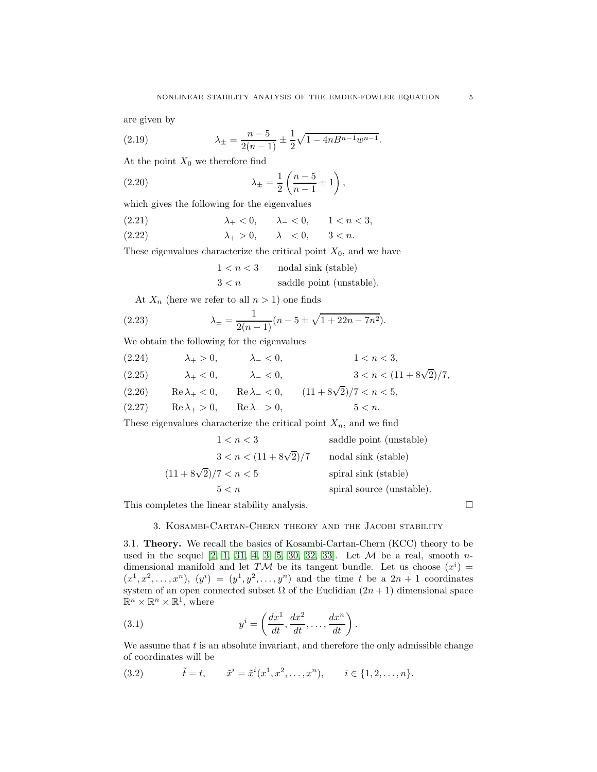are given by

$$\lambda_{\pm} = \frac{n-5}{2(n-1)} \pm \frac{1}{2}\sqrt{1 - 4nB^{n-1}w^{n-1}}. \tag{2.19}$$

At the point $X_0$ we therefore find

$$\lambda_{\pm} = \frac{1}{2}\left(\frac{n-5}{n-1} \pm 1\right), \tag{2.20}$$

which gives the following for the eigenvalues

$$\lambda_+ < 0, \qquad \lambda_- < 0, \qquad 1 < n < 3, \tag{2.21}$$

$$\lambda_+ > 0, \qquad \lambda_- < 0, \qquad 3 < n. \tag{2.22}$$

These eigenvalues characterize the critical point $X_0$, and we have

| | |
|---|---|
| $1 < n < 3$ | nodal sink (stable) |
| $3 < n$ | saddle point (unstable). |

At $X_n$ (here we refer to all $n > 1$) one finds

$$\lambda_{\pm} = \frac{1}{2(n-1)}(n - 5 \pm \sqrt{1 + 22n - 7n^2}). \tag{2.23}$$

We obtain the following for the eigenvalues

$$\lambda_+ > 0, \qquad \lambda_- < 0, \qquad 1 < n < 3, \tag{2.24}$$

$$\lambda_+ < 0, \qquad \lambda_- < 0, \qquad 3 < n < (11 + 8\sqrt{2})/7, \tag{2.25}$$

$$\operatorname{Re}\lambda_+ < 0, \qquad \operatorname{Re}\lambda_- < 0, \qquad (11 + 8\sqrt{2})/7 < n < 5, \tag{2.26}$$

$$\operatorname{Re}\lambda_+ > 0, \qquad \operatorname{Re}\lambda_- > 0, \qquad 5 < n. \tag{2.27}$$

These eigenvalues characterize the critical point $X_n$, and we find

| | |
|---|---|
| $1 < n < 3$ | saddle point (unstable) |
| $3 < n < (11 + 8\sqrt{2})/7$ | nodal sink (stable) |
| $(11 + 8\sqrt{2})/7 < n < 5$ | spiral sink (stable) |
| $5 < n$ | spiral source (unstable). |

This completes the linear stability analysis. □

## 3. Kosambi-Cartan-Chern theory and the Jacobi stability

3.1. **Theory.** We recall the basics of Kosambi-Cartan-Chern (KCC) theory to be used in the sequel [2, 1, 31, 4, 3, 5, 30, 32, 33]. Let $\mathcal{M}$ be a real, smooth $n$-dimensional manifold and let $T\mathcal{M}$ be its tangent bundle. Let us choose $(x^i) = (x^1, x^2, \ldots, x^n)$, $(y^i) = (y^1, y^2, \ldots, y^n)$ and the time $t$ be a $2n+1$ coordinates system of an open connected subset $\Omega$ of the Euclidian $(2n+1)$ dimensional space $\mathbb{R}^n \times \mathbb{R}^n \times \mathbb{R}^1$, where

$$y^i = \left(\frac{dx^1}{dt}, \frac{dx^2}{dt}, \ldots, \frac{dx^n}{dt}\right). \tag{3.1}$$

We assume that $t$ is an absolute invariant, and therefore the only admissible change of coordinates will be

$$\tilde{t} = t, \qquad \tilde{x}^i = \tilde{x}^i(x^1, x^2, \ldots, x^n), \qquad i \in \{1, 2, \ldots, n\}. \tag{3.2}$$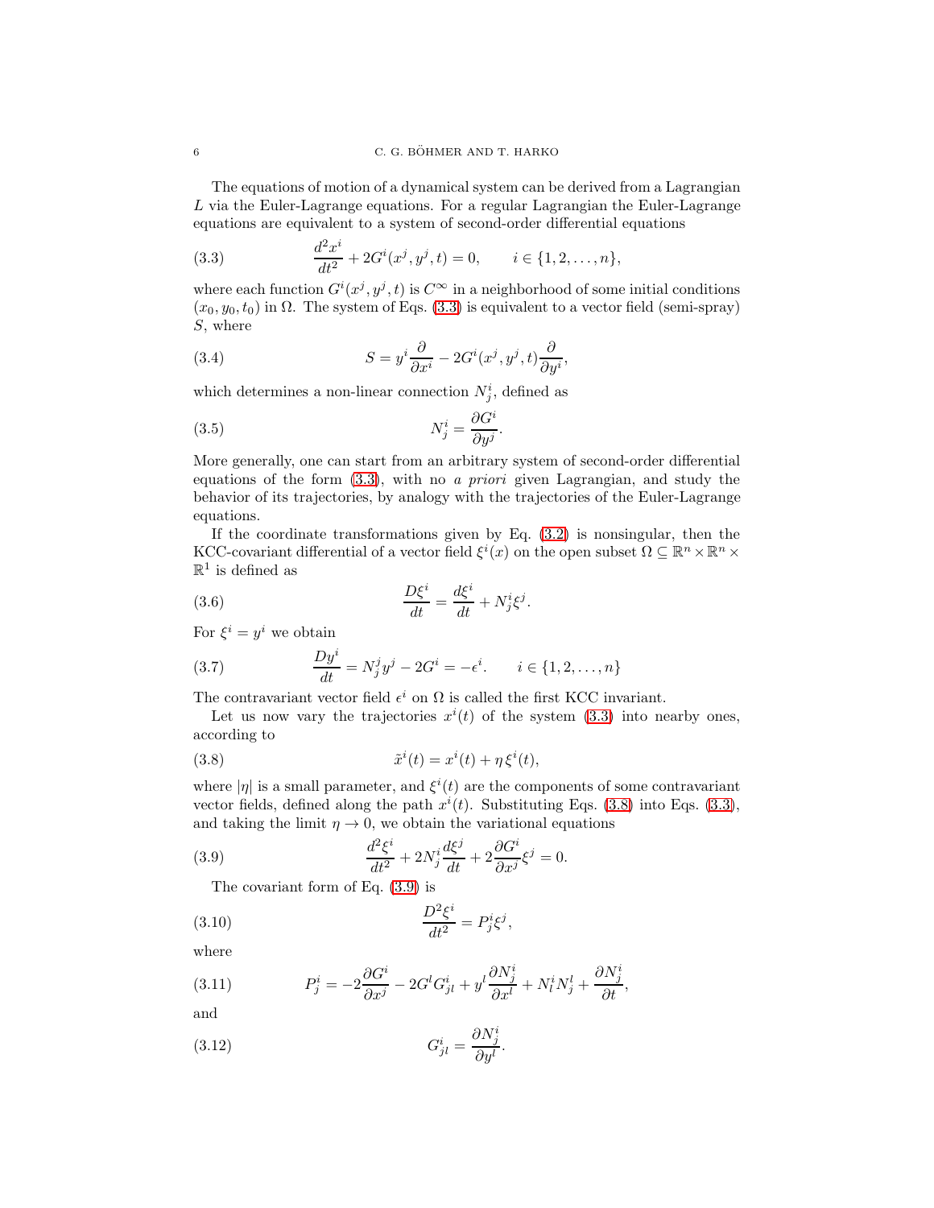The equations of motion of a dynamical system can be derived from a Lagrangian $L$ via the Euler-Lagrange equations. For a regular Lagrangian the Euler-Lagrange equations are equivalent to a system of second-order differential equations

$$\frac{d^2x^i}{dt^2} + 2G^i(x^j, y^j, t) = 0, \qquad i \in \{1, 2, \ldots, n\}, \tag{3.3}$$

where each function $G^i(x^j, y^j, t)$ is $C^\infty$ in a neighborhood of some initial conditions $(x_0, y_0, t_0)$ in $\Omega$. The system of Eqs. (3.3) is equivalent to a vector field (semi-spray) $S$, where

$$S = y^i \frac{\partial}{\partial x^i} - 2G^i(x^j, y^j, t)\frac{\partial}{\partial y^i}, \tag{3.4}$$

which determines a non-linear connection $N^i_j$, defined as

$$N^i_j = \frac{\partial G^i}{\partial y^j}. \tag{3.5}$$

More generally, one can start from an arbitrary system of second-order differential equations of the form (3.3), with no *a priori* given Lagrangian, and study the behavior of its trajectories, by analogy with the trajectories of the Euler-Lagrange equations.

If the coordinate transformations given by Eq. (3.2) is nonsingular, then the KCC-covariant differential of a vector field $\xi^i(x)$ on the open subset $\Omega \subseteq \mathbb{R}^n \times \mathbb{R}^n \times \mathbb{R}^1$ is defined as

$$\frac{D\xi^i}{dt} = \frac{d\xi^i}{dt} + N^i_j \xi^j. \tag{3.6}$$

For $\xi^i = y^i$ we obtain

$$\frac{Dy^i}{dt} = N^i_j y^j - 2G^i = -\epsilon^i. \qquad i \in \{1, 2, \ldots, n\} \tag{3.7}$$

The contravariant vector field $\epsilon^i$ on $\Omega$ is called the first KCC invariant.

Let us now vary the trajectories $x^i(t)$ of the system (3.3) into nearby ones, according to

$$\tilde{x}^i(t) = x^i(t) + \eta\,\xi^i(t), \tag{3.8}$$

where $|\eta|$ is a small parameter, and $\xi^i(t)$ are the components of some contravariant vector fields, defined along the path $x^i(t)$. Substituting Eqs. (3.8) into Eqs. (3.3), and taking the limit $\eta \to 0$, we obtain the variational equations

$$\frac{d^2\xi^i}{dt^2} + 2N^i_j \frac{d\xi^j}{dt} + 2\frac{\partial G^i}{\partial x^j}\xi^j = 0. \tag{3.9}$$

The covariant form of Eq. (3.9) is

$$\frac{D^2\xi^i}{dt^2} = P^i_j \xi^j, \tag{3.10}$$

where

$$P^i_j = -2\frac{\partial G^i}{\partial x^j} - 2G^l G^i_{jl} + y^l \frac{\partial N^i_j}{\partial x^l} + N^i_l N^l_j + \frac{\partial N^i_j}{\partial t}, \tag{3.11}$$

and

$$G^i_{jl} = \frac{\partial N^i_j}{\partial y^l}. \tag{3.12}$$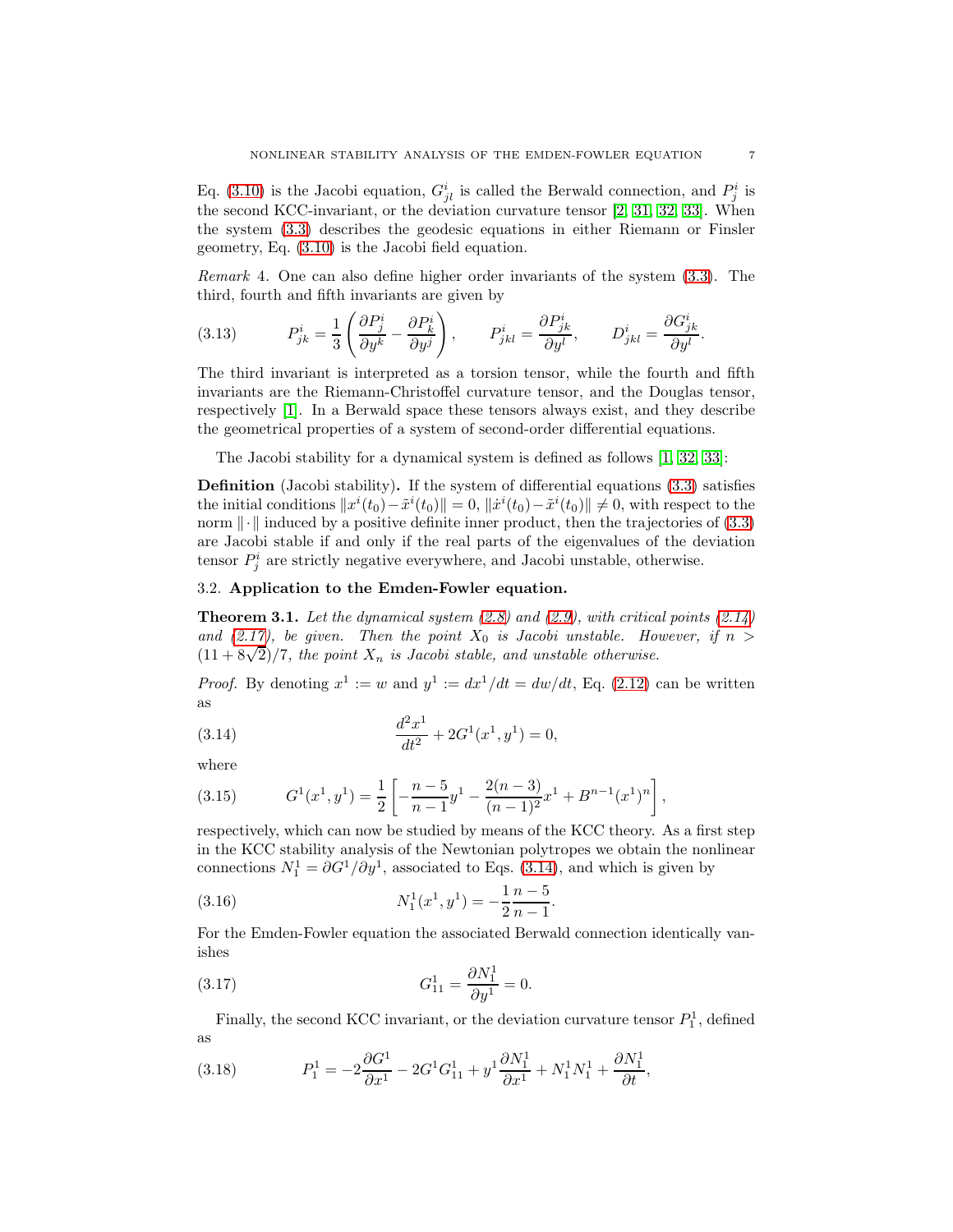Eq. (3.10) is the Jacobi equation, $G^i_{jl}$ is called the Berwald connection, and $P^i_j$ is the second KCC-invariant, or the deviation curvature tensor [2, 31, 32, 33]. When the system (3.3) describes the geodesic equations in either Riemann or Finsler geometry, Eq. (3.10) is the Jacobi field equation.

*Remark* 4. One can also define higher order invariants of the system (3.3). The third, fourth and fifth invariants are given by

$$P^i_{jk} = \frac{1}{3}\left(\frac{\partial P^i_j}{\partial y^k} - \frac{\partial P^i_k}{\partial y^j}\right), \qquad P^i_{jkl} = \frac{\partial P^i_{jk}}{\partial y^l}, \qquad D^i_{jkl} = \frac{\partial G^i_{jk}}{\partial y^l}. \tag{3.13}$$

The third invariant is interpreted as a torsion tensor, while the fourth and fifth invariants are the Riemann-Christoffel curvature tensor, and the Douglas tensor, respectively [1]. In a Berwald space these tensors always exist, and they describe the geometrical properties of a system of second-order differential equations.

The Jacobi stability for a dynamical system is defined as follows [1, 32, 33]:

**Definition** (Jacobi stability)**.** If the system of differential equations (3.3) satisfies the initial conditions $\|x^i(t_0) - \tilde{x}^i(t_0)\| = 0$, $\|\dot{x}^i(t_0) - \tilde{x}^i(t_0)\| \neq 0$, with respect to the norm $\|\cdot\|$ induced by a positive definite inner product, then the trajectories of (3.3) are Jacobi stable if and only if the real parts of the eigenvalues of the deviation tensor $P^i_j$ are strictly negative everywhere, and Jacobi unstable, otherwise.

### 3.2. Application to the Emden-Fowler equation.

**Theorem 3.1.** *Let the dynamical system (2.8) and (2.9), with critical points (2.14) and (2.17), be given. Then the point $X_0$ is Jacobi unstable. However, if $n > (11 + 8\sqrt{2})/7$, the point $X_n$ is Jacobi stable, and unstable otherwise.*

*Proof.* By denoting $x^1 := w$ and $y^1 := dx^1/dt = dw/dt$, Eq. (2.12) can be written as

$$\frac{d^2x^1}{dt^2} + 2G^1(x^1, y^1) = 0, \tag{3.14}$$

where

$$G^1(x^1, y^1) = \frac{1}{2}\left[-\frac{n-5}{n-1}y^1 - \frac{2(n-3)}{(n-1)^2}x^1 + B^{n-1}(x^1)^n\right], \tag{3.15}$$

respectively, which can now be studied by means of the KCC theory. As a first step in the KCC stability analysis of the Newtonian polytropes we obtain the nonlinear connections $N^1_1 = \partial G^1/\partial y^1$, associated to Eqs. (3.14), and which is given by

$$N^1_1(x^1, y^1) = -\frac{1}{2}\frac{n-5}{n-1}. \tag{3.16}$$

For the Emden-Fowler equation the associated Berwald connection identically vanishes

$$G^1_{11} = \frac{\partial N^1_1}{\partial y^1} = 0. \tag{3.17}$$

Finally, the second KCC invariant, or the deviation curvature tensor $P^1_1$, defined as

$$P^1_1 = -2\frac{\partial G^1}{\partial x^1} - 2G^1 G^1_{11} + y^1\frac{\partial N^1_1}{\partial x^1} + N^1_1 N^1_1 + \frac{\partial N^1_1}{\partial t}, \tag{3.18}$$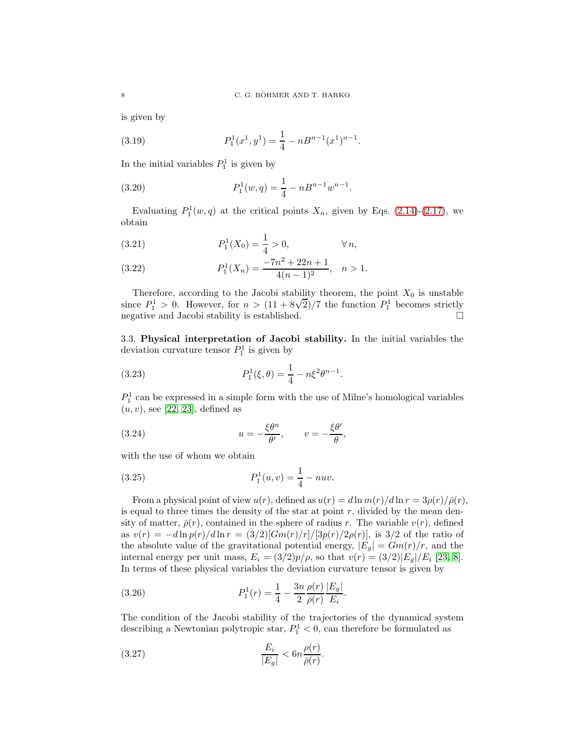is given by

$$P_1^1(x^1, y^1) = \frac{1}{4} - nB^{n-1}(x^1)^{n-1}. \tag{3.19}$$

In the initial variables $P_1^1$ is given by

$$P_1^1(w, q) = \frac{1}{4} - nB^{n-1}w^{n-1}. \tag{3.20}$$

Evaluating $P_1^1(w, q)$ at the critical points $X_n$, given by Eqs. (2.14)-(2.17), we obtain

$$P_1^1(X_0) = \frac{1}{4} > 0, \qquad \forall\, n, \tag{3.21}$$

$$P_1^1(X_n) = \frac{-7n^2 + 22n + 1}{4(n-1)^2}, \quad n > 1. \tag{3.22}$$

Therefore, according to the Jacobi stability theorem, the point $X_0$ is unstable since $P_1^1 > 0$. However, for $n > (11 + 8\sqrt{2})/7$ the function $P_1^1$ becomes strictly negative and Jacobi stability is established. □

### 3.3. Physical interpretation of Jacobi stability.

In the initial variables the deviation curvature tensor $P_1^1$ is given by

$$P_1^1(\xi, \theta) = \frac{1}{4} - n\xi^2\theta^{n-1}. \tag{3.23}$$

$P_1^1$ can be expressed in a simple form with the use of Milne's homological variables $(u, v)$, see [22, 23], defined as

$$u = -\frac{\xi\theta^n}{\theta'}, \qquad v = -\frac{\xi\theta'}{\theta}, \tag{3.24}$$

with the use of whom we obtain

$$P_1^1(u, v) = \frac{1}{4} - nuv. \tag{3.25}$$

From a physical point of view $u(r)$, defined as $u(r) = d\ln m(r)/d\ln r = 3\rho(r)/\bar{\rho}(r)$, is equal to three times the density of the star at point $r$, divided by the mean density of matter, $\bar{\rho}(r)$, contained in the sphere of radius $r$. The variable $v(r)$, defined as $v(r) = -d\ln p(r)/d\ln r = (3/2)[Gm(r)/r]/[3p(r)/2\rho(r)]$, is $3/2$ of the ratio of the absolute value of the gravitational potential energy, $|E_g| = Gm(r)/r$, and the internal energy per unit mass, $E_i = (3/2)p/\rho$, so that $v(r) = (3/2)|E_g|/E_i$ [23, 8]. In terms of these physical variables the deviation curvature tensor is given by

$$P_1^1(r) = \frac{1}{4} - \frac{3n}{2}\frac{\rho(r)}{\bar{\rho}(r)}\frac{|E_g|}{E_i}. \tag{3.26}$$

The condition of the Jacobi stability of the trajectories of the dynamical system describing a Newtonian polytropic star, $P_1^1 < 0$, can therefore be formulated as

$$\frac{E_i}{|E_g|} < 6n\frac{\rho(r)}{\bar{\rho}(r)}. \tag{3.27}$$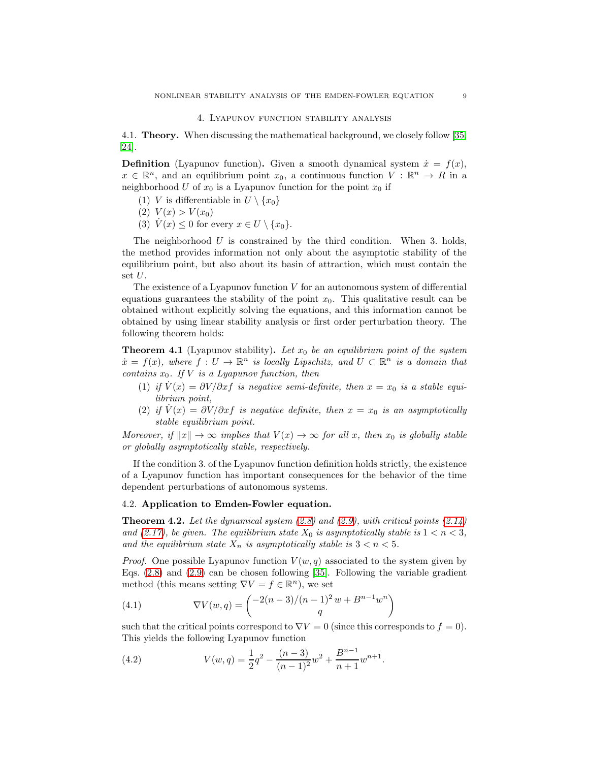## 4. Lyapunov function stability analysis

4.1. **Theory.** When discussing the mathematical background, we closely follow [35, 24].

**Definition** (Lyapunov function)**.** Given a smooth dynamical system $\dot{x} = f(x)$, $x \in \mathbb{R}^n$, and an equilibrium point $x_0$, a continuous function $V : \mathbb{R}^n \to R$ in a neighborhood $U$ of $x_0$ is a Lyapunov function for the point $x_0$ if

1. $V$ is differentiable in $U \setminus \{x_0\}$
2. $V(x) > V(x_0)$
3. $\dot{V}(x) \leq 0$ for every $x \in U \setminus \{x_0\}$.

The neighborhood $U$ is constrained by the third condition. When 3. holds, the method provides information not only about the asymptotic stability of the equilibrium point, but also about its basin of attraction, which must contain the set $U$.

The existence of a Lyapunov function $V$ for an autonomous system of differential equations guarantees the stability of the point $x_0$. This qualitative result can be obtained without explicitly solving the equations, and this information cannot be obtained by using linear stability analysis or first order perturbation theory. The following theorem holds:

**Theorem 4.1** (Lyapunov stability)**.** *Let $x_0$ be an equilibrium point of the system $\dot{x} = f(x)$, where $f : U \to \mathbb{R}^n$ is locally Lipschitz, and $U \subset \mathbb{R}^n$ is a domain that contains $x_0$. If $V$ is a Lyapunov function, then*

1. *if $\dot{V}(x) = \partial V / \partial x f$ is negative semi-definite, then $x = x_0$ is a stable equilibrium point,*
2. *if $\dot{V}(x) = \partial V / \partial x f$ is negative definite, then $x = x_0$ is an asymptotically stable equilibrium point.*

*Moreover, if $\|x\| \to \infty$ implies that $V(x) \to \infty$ for all $x$, then $x_0$ is globally stable or globally asymptotically stable, respectively.*

If the condition 3. of the Lyapunov function definition holds strictly, the existence of a Lyapunov function has important consequences for the behavior of the time dependent perturbations of autonomous systems.

4.2. **Application to Emden-Fowler equation.**

**Theorem 4.2.** *Let the dynamical system (2.8) and (2.9), with critical points (2.14) and (2.17), be given. The equilibrium state $X_0$ is asymptotically stable is $1 < n < 3$, and the equilibrium state $X_n$ is asymptotically stable is $3 < n < 5$.*

*Proof.* One possible Lyapunov function $V(w, q)$ associated to the system given by Eqs. (2.8) and (2.9) can be chosen following [35]. Following the variable gradient method (this means setting $\nabla V = f \in \mathbb{R}^n$), we set

$$\nabla V(w, q) = \begin{pmatrix} -2(n-3)/(n-1)^2\, w + B^{n-1} w^n \\ q \end{pmatrix} \tag{4.1}$$

such that the critical points correspond to $\nabla V = 0$ (since this corresponds to $f = 0$). This yields the following Lyapunov function

$$V(w, q) = \frac{1}{2} q^2 - \frac{(n-3)}{(n-1)^2} w^2 + \frac{B^{n-1}}{n+1} w^{n+1}. \tag{4.2}$$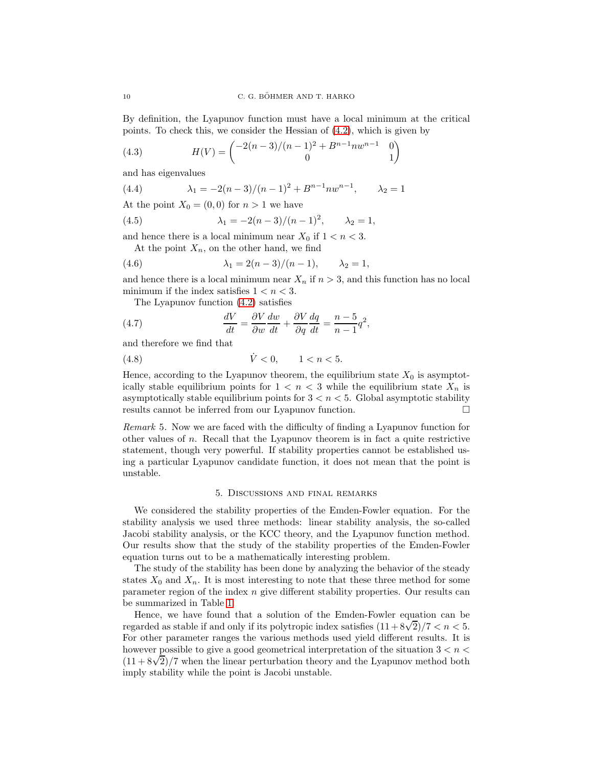By definition, the Lyapunov function must have a local minimum at the critical points. To check this, we consider the Hessian of (4.2), which is given by

$$
H(V) = \begin{pmatrix} -2(n-3)/(n-1)^2 + B^{n-1} n w^{n-1} & 0 \\ 0 & 1 \end{pmatrix} \tag{4.3}
$$

and has eigenvalues

$$
\lambda_1 = -2(n-3)/(n-1)^2 + B^{n-1} n w^{n-1}, \qquad \lambda_2 = 1 \tag{4.4}
$$

At the point $X_0 = (0,0)$ for $n > 1$ we have

$$
\lambda_1 = -2(n-3)/(n-1)^2, \qquad \lambda_2 = 1, \tag{4.5}
$$

and hence there is a local minimum near $X_0$ if $1 < n < 3$.

At the point $X_n$, on the other hand, we find

$$
\lambda_1 = 2(n-3)/(n-1), \qquad \lambda_2 = 1, \tag{4.6}
$$

and hence there is a local minimum near $X_n$ if $n > 3$, and this function has no local minimum if the index satisfies $1 < n < 3$.

The Lyapunov function (4.2) satisfies

$$
\frac{dV}{dt} = \frac{\partial V}{\partial w}\frac{dw}{dt} + \frac{\partial V}{\partial q}\frac{dq}{dt} = \frac{n-5}{n-1} q^2, \tag{4.7}
$$

and therefore we find that

$$
\dot{V} < 0, \qquad 1 < n < 5. \tag{4.8}
$$

Hence, according to the Lyapunov theorem, the equilibrium state $X_0$ is asymptotically stable equilibrium points for $1 < n < 3$ while the equilibrium state $X_n$ is asymptotically stable equilibrium points for $3 < n < 5$. Global asymptotic stability results cannot be inferred from our Lyapunov function. □

*Remark* 5. Now we are faced with the difficulty of finding a Lyapunov function for other values of $n$. Recall that the Lyapunov theorem is in fact a quite restrictive statement, though very powerful. If stability properties cannot be established using a particular Lyapunov candidate function, it does not mean that the point is unstable.

## 5. Discussions and final remarks

We considered the stability properties of the Emden-Fowler equation. For the stability analysis we used three methods: linear stability analysis, the so-called Jacobi stability analysis, or the KCC theory, and the Lyapunov function method. Our results show that the study of the stability properties of the Emden-Fowler equation turns out to be a mathematically interesting problem.

The study of the stability has been done by analyzing the behavior of the steady states $X_0$ and $X_n$. It is most interesting to note that these three method for some parameter region of the index $n$ give different stability properties. Our results can be summarized in Table 1.

Hence, we have found that a solution of the Emden-Fowler equation can be regarded as stable if and only if its polytropic index satisfies $(11+8\sqrt{2})/7 < n < 5$. For other parameter ranges the various methods used yield different results. It is however possible to give a good geometrical interpretation of the situation $3 < n < (11+8\sqrt{2})/7$ when the linear perturbation theory and the Lyapunov method both imply stability while the point is Jacobi unstable.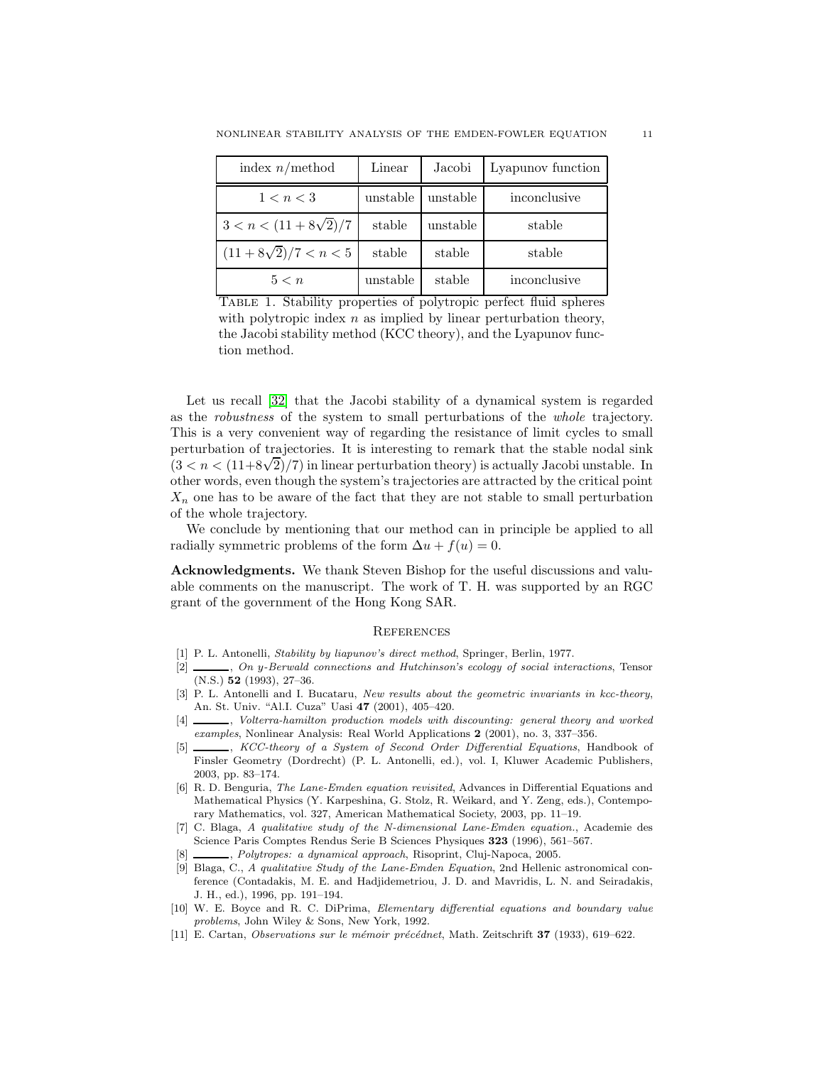| index $n$/method | Linear | Jacobi | Lyapunov function |
|---|---|---|---|
| $1 < n < 3$ | unstable | unstable | inconclusive |
| $3 < n < (11 + 8\sqrt{2})/7$ | stable | unstable | stable |
| $(11 + 8\sqrt{2})/7 < n < 5$ | stable | stable | stable |
| $5 < n$ | unstable | stable | inconclusive |

Table 1. Stability properties of polytropic perfect fluid spheres with polytropic index $n$ as implied by linear perturbation theory, the Jacobi stability method (KCC theory), and the Lyapunov function method.

Let us recall [32] that the Jacobi stability of a dynamical system is regarded as the *robustness* of the system to small perturbations of the *whole* trajectory. This is a very convenient way of regarding the resistance of limit cycles to small perturbation of trajectories. It is interesting to remark that the stable nodal sink ($3 < n < (11+8\sqrt{2})/7$) in linear perturbation theory) is actually Jacobi unstable. In other words, even though the system's trajectories are attracted by the critical point $X_n$ one has to be aware of the fact that they are not stable to small perturbation of the whole trajectory.

We conclude by mentioning that our method can in principle be applied to all radially symmetric problems of the form $\Delta u + f(u) = 0$.

**Acknowledgments.** We thank Steven Bishop for the useful discussions and valuable comments on the manuscript. The work of T. H. was supported by an RGC grant of the government of the Hong Kong SAR.

## References

[1] P. L. Antonelli, *Stability by liapunov's direct method*, Springer, Berlin, 1977.

[2] ______, *On y-Berwald connections and Hutchinson's ecology of social interactions*, Tensor (N.S.) **52** (1993), 27–36.

[3] P. L. Antonelli and I. Bucataru, *New results about the geometric invariants in kcc-theory*, An. St. Univ. "Al.I. Cuza" Uasi **47** (2001), 405–420.

[4] ______, *Volterra-hamilton production models with discounting: general theory and worked examples*, Nonlinear Analysis: Real World Applications **2** (2001), no. 3, 337–356.

[5] ______, *KCC-theory of a System of Second Order Differential Equations*, Handbook of Finsler Geometry (Dordrecht) (P. L. Antonelli, ed.), vol. I, Kluwer Academic Publishers, 2003, pp. 83–174.

[6] R. D. Benguria, *The Lane-Emden equation revisited*, Advances in Differential Equations and Mathematical Physics (Y. Karpeshina, G. Stolz, R. Weikard, and Y. Zeng, eds.), Contemporary Mathematics, vol. 327, American Mathematical Society, 2003, pp. 11–19.

[7] C. Blaga, *A qualitative study of the N-dimensional Lane-Emden equation.*, Academie des Science Paris Comptes Rendus Serie B Sciences Physiques **323** (1996), 561–567.

[8] ______, *Polytropes: a dynamical approach*, Risoprint, Cluj-Napoca, 2005.

[9] Blaga, C., *A qualitative Study of the Lane-Emden Equation*, 2nd Hellenic astronomical conference (Contadakis, M. E. and Hadjidemetriou, J. D. and Mavridis, L. N. and Seiradakis, J. H., ed.), 1996, pp. 191–194.

[10] W. E. Boyce and R. C. DiPrima, *Elementary differential equations and boundary value problems*, John Wiley & Sons, New York, 1992.

[11] E. Cartan, *Observations sur le mémoir précédnet*, Math. Zeitschrift **37** (1933), 619–622.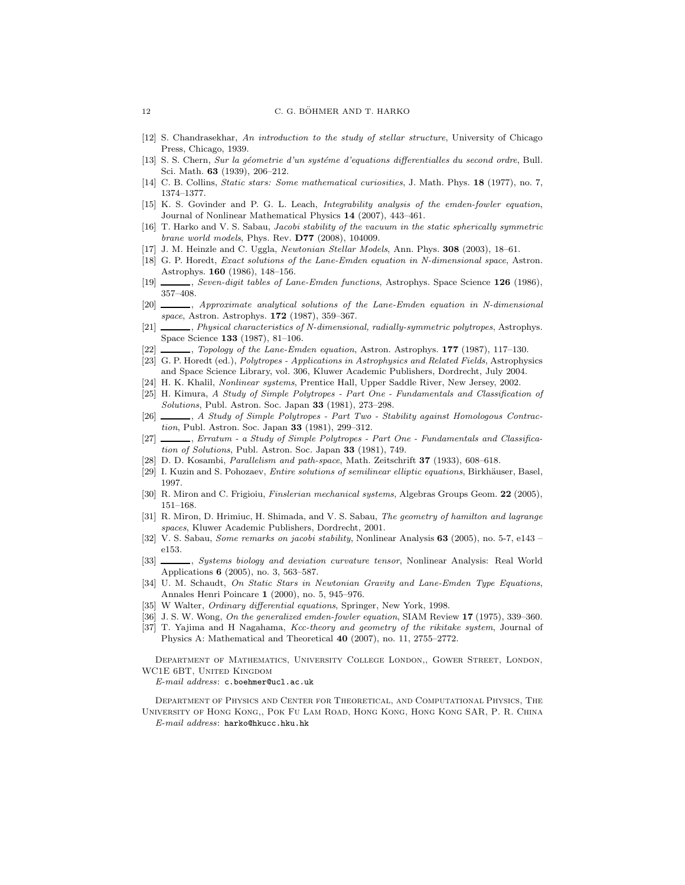[12] S. Chandrasekhar, *An introduction to the study of stellar structure*, University of Chicago Press, Chicago, 1939.

[13] S. S. Chern, *Sur la géometrie d'un systéme d'equations differentialles du second ordre*, Bull. Sci. Math. **63** (1939), 206–212.

[14] C. B. Collins, *Static stars: Some mathematical curiosities*, J. Math. Phys. **18** (1977), no. 7, 1374–1377.

[15] K. S. Govinder and P. G. L. Leach, *Integrability analysis of the emden-fowler equation*, Journal of Nonlinear Mathematical Physics **14** (2007), 443–461.

[16] T. Harko and V. S. Sabau, *Jacobi stability of the vacuum in the static spherically symmetric brane world models*, Phys. Rev. **D77** (2008), 104009.

[17] J. M. Heinzle and C. Uggla, *Newtonian Stellar Models*, Ann. Phys. **308** (2003), 18–61.

[18] G. P. Horedt, *Exact solutions of the Lane-Emden equation in N-dimensional space*, Astron. Astrophys. **160** (1986), 148–156.

[19] ______, *Seven-digit tables of Lane-Emden functions*, Astrophys. Space Science **126** (1986), 357–408.

[20] ______, *Approximate analytical solutions of the Lane-Emden equation in N-dimensional space*, Astron. Astrophys. **172** (1987), 359–367.

[21] ______, *Physical characteristics of N-dimensional, radially-symmetric polytropes*, Astrophys. Space Science **133** (1987), 81–106.

[22] ______, *Topology of the Lane-Emden equation*, Astron. Astrophys. **177** (1987), 117–130.

[23] G. P. Horedt (ed.), *Polytropes - Applications in Astrophysics and Related Fields*, Astrophysics and Space Science Library, vol. 306, Kluwer Academic Publishers, Dordrecht, July 2004.

[24] H. K. Khalil, *Nonlinear systems*, Prentice Hall, Upper Saddle River, New Jersey, 2002.

[25] H. Kimura, *A Study of Simple Polytropes - Part One - Fundamentals and Classification of Solutions*, Publ. Astron. Soc. Japan **33** (1981), 273–298.

[26] ______, *A Study of Simple Polytropes - Part Two - Stability against Homologous Contraction*, Publ. Astron. Soc. Japan **33** (1981), 299–312.

[27] ______, *Erratum - a Study of Simple Polytropes - Part One - Fundamentals and Classification of Solutions*, Publ. Astron. Soc. Japan **33** (1981), 749.

[28] D. D. Kosambi, *Parallelism and path-space*, Math. Zeitschrift **37** (1933), 608–618.

[29] I. Kuzin and S. Pohozaev, *Entire solutions of semilinear elliptic equations*, Birkhäuser, Basel, 1997.

[30] R. Miron and C. Frigioiu, *Finslerian mechanical systems*, Algebras Groups Geom. **22** (2005), 151–168.

[31] R. Miron, D. Hrimiuc, H. Shimada, and V. S. Sabau, *The geometry of hamilton and lagrange spaces*, Kluwer Academic Publishers, Dordrecht, 2001.

[32] V. S. Sabau, *Some remarks on jacobi stability*, Nonlinear Analysis **63** (2005), no. 5-7, e143 – e153.

[33] ______, *Systems biology and deviation curvature tensor*, Nonlinear Analysis: Real World Applications **6** (2005), no. 3, 563–587.

[34] U. M. Schaudt, *On Static Stars in Newtonian Gravity and Lane-Emden Type Equations*, Annales Henri Poincare **1** (2000), no. 5, 945–976.

[35] W Walter, *Ordinary differential equations*, Springer, New York, 1998.

[36] J. S. W. Wong, *On the generalized emden-fowler equation*, SIAM Review **17** (1975), 339–360.

[37] T. Yajima and H Nagahama, *Kcc-theory and geometry of the rikitake system*, Journal of Physics A: Mathematical and Theoretical **40** (2007), no. 11, 2755–2772.

Department of Mathematics, University College London,, Gower Street, London, WC1E 6BT, United Kingdom

*E-mail address*: c.boehmer@ucl.ac.uk

Department of Physics and Center for Theoretical, and Computational Physics, The University of Hong Kong,, Pok Fu Lam Road, Hong Kong, Hong Kong SAR, P. R. China

*E-mail address*: harko@hkucc.hku.hk